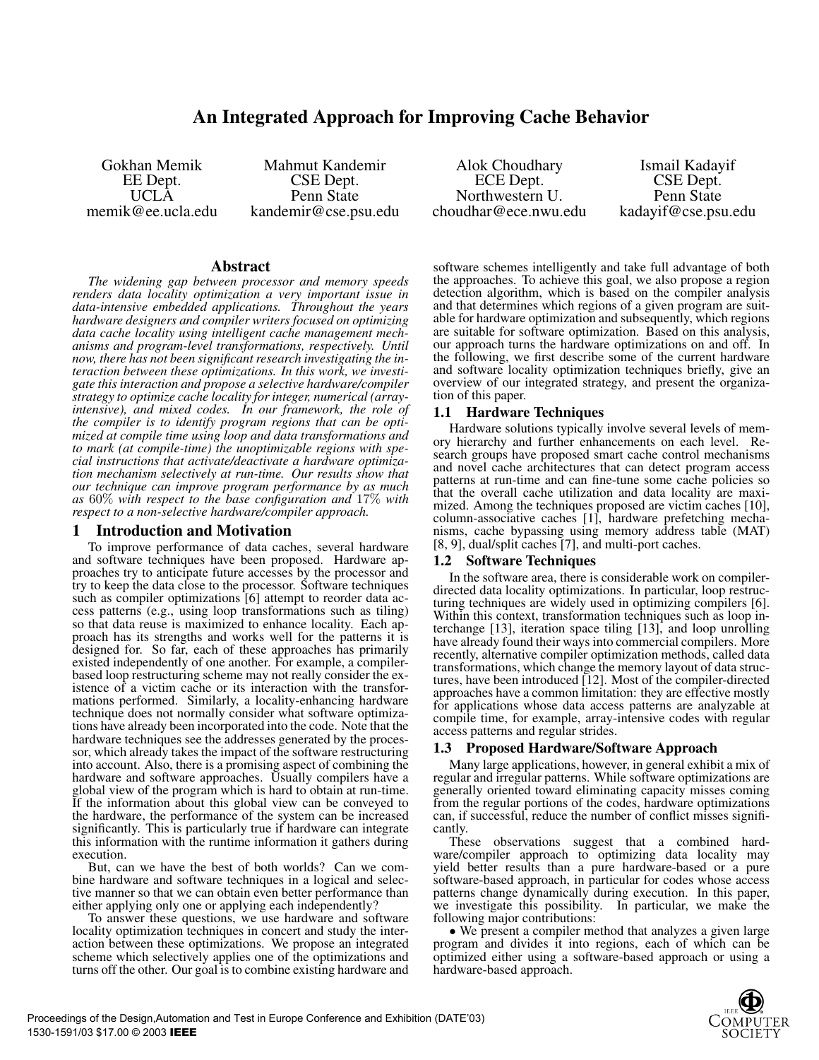# An Integrated Approach for Improving Cache Behavior

Gokhan Memik
EE Dept.
UCLA
memik@ee.ucla.edu

Mahmut Kandemir
CSE Dept.
Penn State
kandemir@cse.psu.edu

Alok Choudhary
ECE Dept.
Northwestern U.
choudhar@ece.nwu.edu

Ismail Kadayif
CSE Dept.
Penn State
kadayif@cse.psu.edu

## Abstract

*The widening gap between processor and memory speeds renders data locality optimization a very important issue in data-intensive embedded applications. Throughout the years hardware designers and compiler writers focused on optimizing data cache locality using intelligent cache management mechanisms and program-level transformations, respectively. Until now, there has not been significant research investigating the interaction between these optimizations. In this work, we investigate this interaction and propose a selective hardware/compiler strategy to optimize cache locality for integer, numerical (array-intensive), and mixed codes. In our framework, the role of the compiler is to identify program regions that can be optimized at compile time using loop and data transformations and to mark (at compile-time) the unoptimizable regions with special instructions that activate/deactivate a hardware optimization mechanism selectively at run-time. Our results show that our technique can improve program performance by as much as 60% with respect to the base configuration and 17% with respect to a non-selective hardware/compiler approach.*

## 1 Introduction and Motivation

To improve performance of data caches, several hardware and software techniques have been proposed. Hardware approaches try to anticipate future accesses by the processor and try to keep the data close to the processor. Software techniques such as compiler optimizations [6] attempt to reorder data access patterns (e.g., using loop transformations such as tiling) so that data reuse is maximized to enhance locality. Each approach has its strengths and works well for the patterns it is designed for. So far, each of these approaches has primarily existed independently of one another. For example, a compiler-based loop restructuring scheme may not really consider the existence of a victim cache or its interaction with the transformations performed. Similarly, a locality-enhancing hardware technique does not normally consider what software optimizations have already been incorporated into the code. Note that the hardware techniques see the addresses generated by the processor, which already takes the impact of the software restructuring into account. Also, there is a promising aspect of combining the hardware and software approaches. Usually compilers have a global view of the program which is hard to obtain at run-time. If the information about this global view can be conveyed to the hardware, the performance of the system can be increased significantly. This is particularly true if hardware can integrate this information with the runtime information it gathers during execution.

But, can we have the best of both worlds? Can we combine hardware and software techniques in a logical and selective manner so that we can obtain even better performance than either applying only one or applying each independently?

To answer these questions, we use hardware and software locality optimization techniques in concert and study the interaction between these optimizations. We propose an integrated scheme which selectively applies one of the optimizations and turns off the other. Our goal is to combine existing hardware and software schemes intelligently and take full advantage of both the approaches. To achieve this goal, we also propose a region detection algorithm, which is based on the compiler analysis and that determines which regions of a given program are suitable for hardware optimization and subsequently, which regions are suitable for software optimization. Based on this analysis, our approach turns the hardware optimizations on and off. In the following, we first describe some of the current hardware and software locality optimization techniques briefly, give an overview of our integrated strategy, and present the organization of this paper.

### 1.1 Hardware Techniques

Hardware solutions typically involve several levels of memory hierarchy and further enhancements on each level. Research groups have proposed smart cache control mechanisms and novel cache architectures that can detect program access patterns at run-time and can fine-tune some cache policies so that the overall cache utilization and data locality are maximized. Among the techniques proposed are victim caches [10], column-associative caches [1], hardware prefetching mechanisms, cache bypassing using memory address table (MAT) [8, 9], dual/split caches [7], and multi-port caches.

### 1.2 Software Techniques

In the software area, there is considerable work on compiler-directed data locality optimizations. In particular, loop restructuring techniques are widely used in optimizing compilers [6]. Within this context, transformation techniques such as loop interchange [13], iteration space tiling [13], and loop unrolling have already found their ways into commercial compilers. More recently, alternative compiler optimization methods, called data transformations, which change the memory layout of data structures, have been introduced [12]. Most of the compiler-directed approaches have a common limitation: they are effective mostly for applications whose data access patterns are analyzable at compile time, for example, array-intensive codes with regular access patterns and regular strides.

### 1.3 Proposed Hardware/Software Approach

Many large applications, however, in general exhibit a mix of regular and irregular patterns. While software optimizations are generally oriented toward eliminating capacity misses coming from the regular portions of the codes, hardware optimizations can, if successful, reduce the number of conflict misses significantly.

These observations suggest that a combined hardware/compiler approach to optimizing data locality may yield better results than a pure hardware-based or a pure software-based approach, in particular for codes whose access patterns change dynamically during execution. In this paper, we investigate this possibility. In particular, we make the following major contributions:

- We present a compiler method that analyzes a given large program and divides it into regions, each of which can be optimized either using a software-based approach or using a hardware-based approach.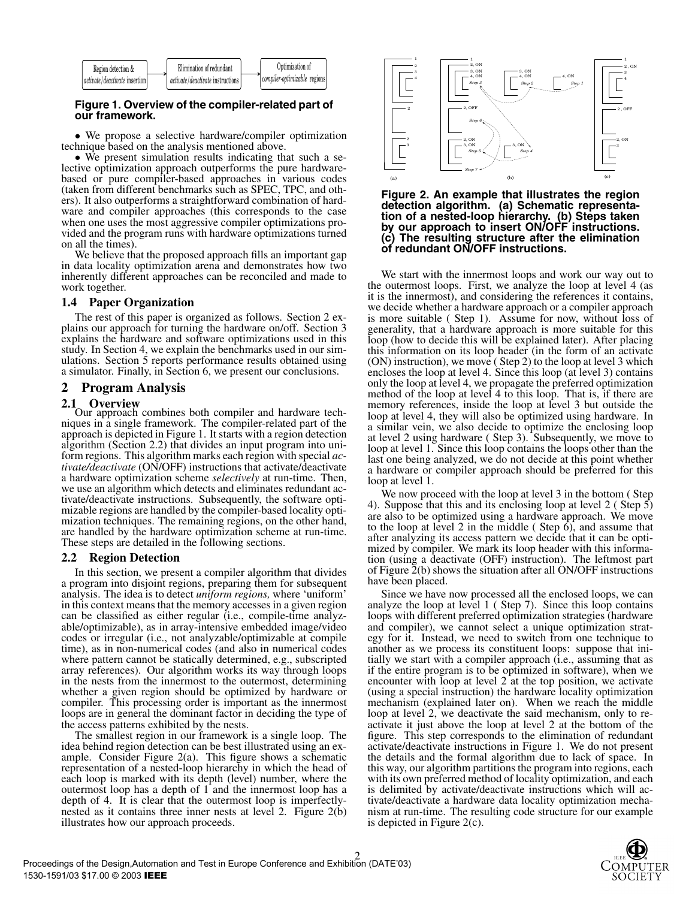Region detection & *activate/deactivate* insertion → Elimination of redundant *activate/deactivate* instructions → Optimization of *compiler-optimizable* regions

**Figure 1. Overview of the compiler-related part of our framework.**

- We propose a selective hardware/compiler optimization technique based on the analysis mentioned above.
- We present simulation results indicating that such a selective optimization approach outperforms the pure hardware-based or pure compiler-based approaches in various codes (taken from different benchmarks such as SPEC, TPC, and others). It also outperforms a straightforward combination of hardware and compiler approaches (this corresponds to the case when one uses the most aggressive compiler optimizations provided and the program runs with hardware optimizations turned on all the times).

We believe that the proposed approach fills an important gap in data locality optimization arena and demonstrates how two inherently different approaches can be reconciled and made to work together.

### 1.4 Paper Organization

The rest of this paper is organized as follows. Section 2 explains our approach for turning the hardware on/off. Section 3 explains the hardware and software optimizations used in this study. In Section 4, we explain the benchmarks used in our simulations. Section 5 reports performance results obtained using a simulator. Finally, in Section 6, we present our conclusions.

## 2 Program Analysis

### 2.1 Overview

Our approach combines both compiler and hardware techniques in a single framework. The compiler-related part of the approach is depicted in Figure 1. It starts with a region detection algorithm (Section 2.2) that divides an input program into uniform regions. This algorithm marks each region with special *activate/deactivate* (ON/OFF) instructions that activate/deactivate a hardware optimization scheme *selectively* at run-time. Then, we use an algorithm which detects and eliminates redundant activate/deactivate instructions. Subsequently, the software optimizable regions are handled by the compiler-based locality optimization techniques. The remaining regions, on the other hand, are handled by the hardware optimization scheme at run-time. These steps are detailed in the following sections.

### 2.2 Region Detection

In this section, we present a compiler algorithm that divides a program into disjoint regions, preparing them for subsequent analysis. The idea is to detect *uniform regions,* where 'uniform' in this context means that the memory accesses in a given region can be classified as either regular (i.e., compile-time analyzable/optimizable), as in array-intensive embedded image/video codes or irregular (i.e., not analyzable/optimizable at compile time), as in non-numerical codes (and also in numerical codes where pattern cannot be statically determined, e.g., subscripted array references). Our algorithm works its way through loops in the nests from the innermost to the outermost, determining whether a given region should be optimized by hardware or compiler. This processing order is important as the innermost loops are in general the dominant factor in deciding the type of the access patterns exhibited by the nests.

The smallest region in our framework is a single loop. The idea behind region detection can be best illustrated using an example. Consider Figure 2(a). This figure shows a schematic representation of a nested-loop hierarchy in which the head of each loop is marked with its depth (level) number, where the outermost loop has a depth of 1 and the innermost loop has a depth of 4. It is clear that the outermost loop is imperfectly-nested as it contains three inner nests at level 2. Figure 2(b) illustrates how our approach proceeds.

**Figure 2. An example that illustrates the region detection algorithm. (a) Schematic representation of a nested-loop hierarchy. (b) Steps taken by our approach to insert ON/OFF instructions. (c) The resulting structure after the elimination of redundant ON/OFF instructions.**

We start with the innermost loops and work our way out to the outermost loops. First, we analyze the loop at level 4 (as it is the innermost), and considering the references it contains, we decide whether a hardware approach or a compiler approach is more suitable ( Step 1). Assume for now, without loss of generality, that a hardware approach is more suitable for this loop (how to decide this will be explained later). After placing this information on its loop header (in the form of an activate (ON) instruction), we move ( Step 2) to the loop at level 3 which encloses the loop at level 4. Since this loop (at level 3) contains only the loop at level 4, we propagate the preferred optimization method of the loop at level 4 to this loop. That is, if there are memory references, inside the loop at level 3 but outside the loop at level 4, they will also be optimized using hardware. In a similar vein, we also decide to optimize the enclosing loop at level 2 using hardware ( Step 3). Subsequently, we move to loop at level 1. Since this loop contains the loops other than the last one being analyzed, we do not decide at this point whether a hardware or compiler approach should be preferred for this loop at level 1.

We now proceed with the loop at level 3 in the bottom ( Step 4). Suppose that this and its enclosing loop at level 2 ( Step 5) are also to be optimized using a hardware approach. We move to the loop at level 2 in the middle ( Step 6), and assume that after analyzing its access pattern we decide that it can be optimized by compiler. We mark its loop header with this information (using a deactivate (OFF) instruction). The leftmost part of Figure 2(b) shows the situation after all ON/OFF instructions have been placed.

Since we have now processed all the enclosed loops, we can analyze the loop at level 1 ( Step 7). Since this loop contains loops with different preferred optimization strategies (hardware and compiler), we cannot select a unique optimization strategy for it. Instead, we need to switch from one technique to another as we process its constituent loops: suppose that initially we start with a compiler approach (i.e., assuming that as if the entire program is to be optimized in software), when we encounter with loop at level 2 at the top position, we activate (using a special instruction) the hardware locality optimization mechanism (explained later on). When we reach the middle loop at level 2, we deactivate the said mechanism, only to reactivate it just above the loop at level 2 at the bottom of the figure. This step corresponds to the elimination of redundant activate/deactivate instructions in Figure 1. We do not present the details and the formal algorithm due to lack of space. In this way, our algorithm partitions the program into regions, each with its own preferred method of locality optimization, and each is delimited by activate/deactivate instructions which will activate/deactivate a hardware data locality optimization mechanism at run-time. The resulting code structure for our example is depicted in Figure 2(c).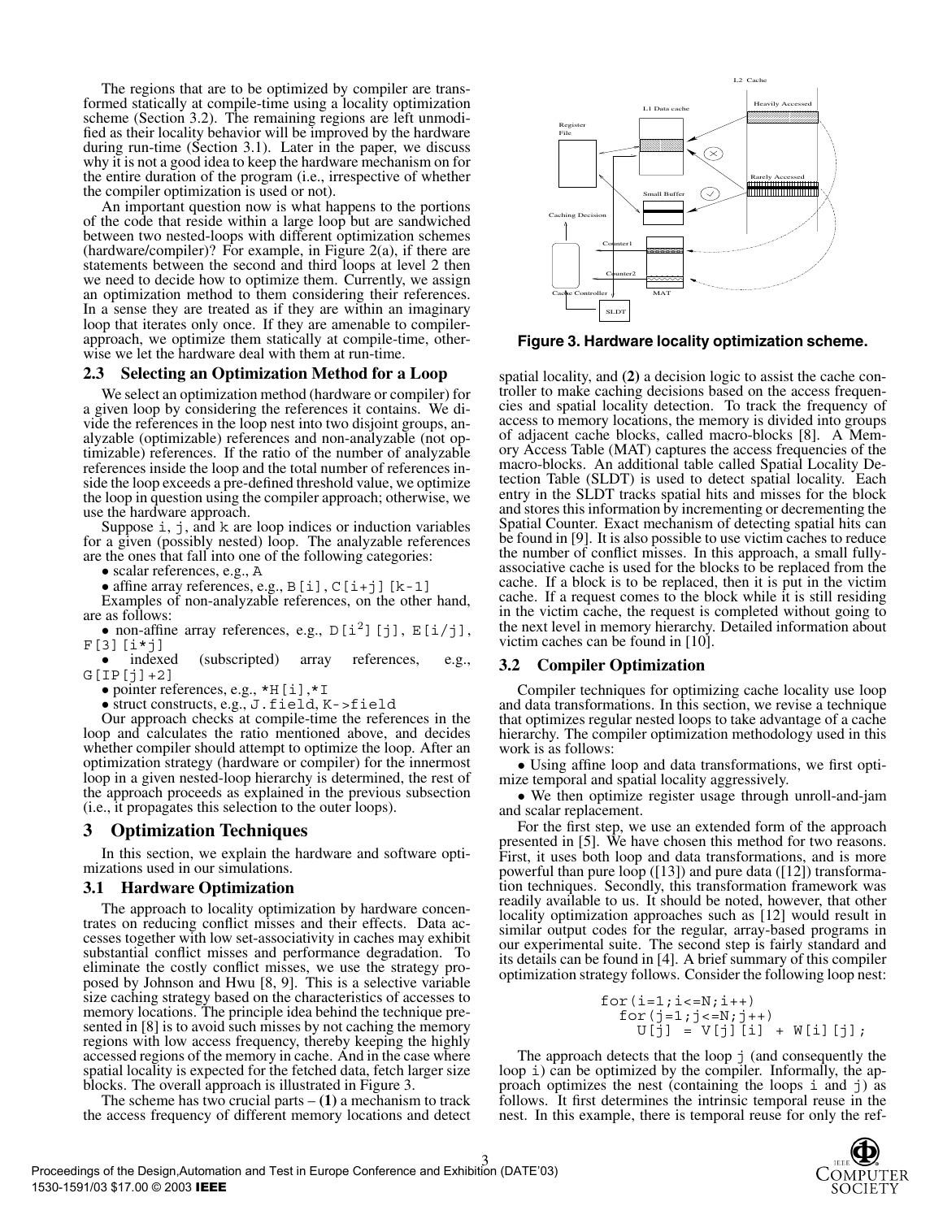The regions that are to be optimized by compiler are transformed statically at compile-time using a locality optimization scheme (Section 3.2). The remaining regions are left unmodified as their locality behavior will be improved by the hardware during run-time (Section 3.1). Later in the paper, we discuss why it is not a good idea to keep the hardware mechanism on for the entire duration of the program (i.e., irrespective of whether the compiler optimization is used or not).

An important question now is what happens to the portions of the code that reside within a large loop but are sandwiched between two nested-loops with different optimization schemes (hardware/compiler)? For example, in Figure 2(a), if there are statements between the second and third loops at level 2 then we need to decide how to optimize them. Currently, we assign an optimization method to them considering their references. In a sense they are treated as if they are within an imaginary loop that iterates only once. If they are amenable to compiler-approach, we optimize them statically at compile-time, otherwise we let the hardware deal with them at run-time.

### 2.3 Selecting an Optimization Method for a Loop

We select an optimization method (hardware or compiler) for a given loop by considering the references it contains. We divide the references in the loop nest into two disjoint groups, analyzable (optimizable) references and non-analyzable (not optimizable) references. If the ratio of the number of analyzable references inside the loop and the total number of references inside the loop exceeds a pre-defined threshold value, we optimize the loop in question using the compiler approach; otherwise, we use the hardware approach.

Suppose `i`, `j`, and `k` are loop indices or induction variables for a given (possibly nested) loop. The analyzable references are the ones that fall into one of the following categories:

- scalar references, e.g., `A`
- affine array references, e.g., `B[i]`, `C[i+j][k-1]`

Examples of non-analyzable references, on the other hand, are as follows:

- non-affine array references, e.g., `D[i`$^2$`][j]`, `E[i/j]`, `F[3][i*j]`
- indexed (subscripted) array references, e.g., `G[IP[j]+2]`
- pointer references, e.g., `*H[i]`,`*I`
- struct constructs, e.g., `J.field`, `K->field`

Our approach checks at compile-time the references in the loop and calculates the ratio mentioned above, and decides whether compiler should attempt to optimize the loop. After an optimization strategy (hardware or compiler) for the innermost loop in a given nested-loop hierarchy is determined, the rest of the approach proceeds as explained in the previous subsection (i.e., it propagates this selection to the outer loops).

## 3 Optimization Techniques

In this section, we explain the hardware and software optimizations used in our simulations.

### 3.1 Hardware Optimization

The approach to locality optimization by hardware concentrates on reducing conflict misses and their effects. Data accesses together with low set-associativity in caches may exhibit substantial conflict misses and performance degradation. To eliminate the costly conflict misses, we use the strategy proposed by Johnson and Hwu [8, 9]. This is a selective variable size caching strategy based on the characteristics of accesses to memory locations. The principle idea behind the technique presented in [8] is to avoid such misses by not caching the memory regions with low access frequency, thereby keeping the highly accessed regions of the memory in cache. And in the case where spatial locality is expected for the fetched data, fetch larger size blocks. The overall approach is illustrated in Figure 3.

The scheme has two crucial parts – **(1)** a mechanism to track the access frequency of different memory locations and detect spatial locality, and **(2)** a decision logic to assist the cache controller to make caching decisions based on the access frequencies and spatial locality detection. To track the frequency of access to memory locations, the memory is divided into groups of adjacent cache blocks, called macro-blocks [8]. A Memory Access Table (MAT) captures the access frequencies of the macro-blocks. An additional table called Spatial Locality Detection Table (SLDT) is used to detect spatial locality. Each entry in the SLDT tracks spatial hits and misses for the block and stores this information by incrementing or decrementing the Spatial Counter. Exact mechanism of detecting spatial hits can be found in [9]. It is also possible to use victim caches to reduce the number of conflict misses. In this approach, a small fully-associative cache is used for the blocks to be replaced from the cache. If a block is to be replaced, then it is put in the victim cache. If a request comes to the block while it is still residing in the victim cache, the request is completed without going to the next level in memory hierarchy. Detailed information about victim caches can be found in [10].

L2 Cache
L1 Data cache
Heavily Accessed
Register File
Rarely Accessed
Small Buffer
Caching Decision
Counter1
Counter2
Cache Controller
MAT
SLDT

**Figure 3. Hardware locality optimization scheme.**

### 3.2 Compiler Optimization

Compiler techniques for optimizing cache locality use loop and data transformations. In this section, we revise a technique that optimizes regular nested loops to take advantage of a cache hierarchy. The compiler optimization methodology used in this work is as follows:

- Using affine loop and data transformations, we first optimize temporal and spatial locality aggressively.
- We then optimize register usage through unroll-and-jam and scalar replacement.

For the first step, we use an extended form of the approach presented in [5]. We have chosen this method for two reasons. First, it uses both loop and data transformations, and is more powerful than pure loop ([13]) and pure data ([12]) transformation techniques. Secondly, this transformation framework was readily available to us. It should be noted, however, that other locality optimization approaches such as [12] would result in similar output codes for the regular, array-based programs in our experimental suite. The second step is fairly standard and its details can be found in [4]. A brief summary of this compiler optimization strategy follows. Consider the following loop nest:

```
for(i=1;i<=N;i++)
  for(j=1;j<=N;j++)
    U[j] = V[j][i] + W[i][j];
```

The approach detects that the loop `j` (and consequently the loop `i`) can be optimized by the compiler. Informally, the approach optimizes the nest (containing the loops `i` and `j`) as follows. It first determines the intrinsic temporal reuse in the nest. In this example, there is temporal reuse for only the ref-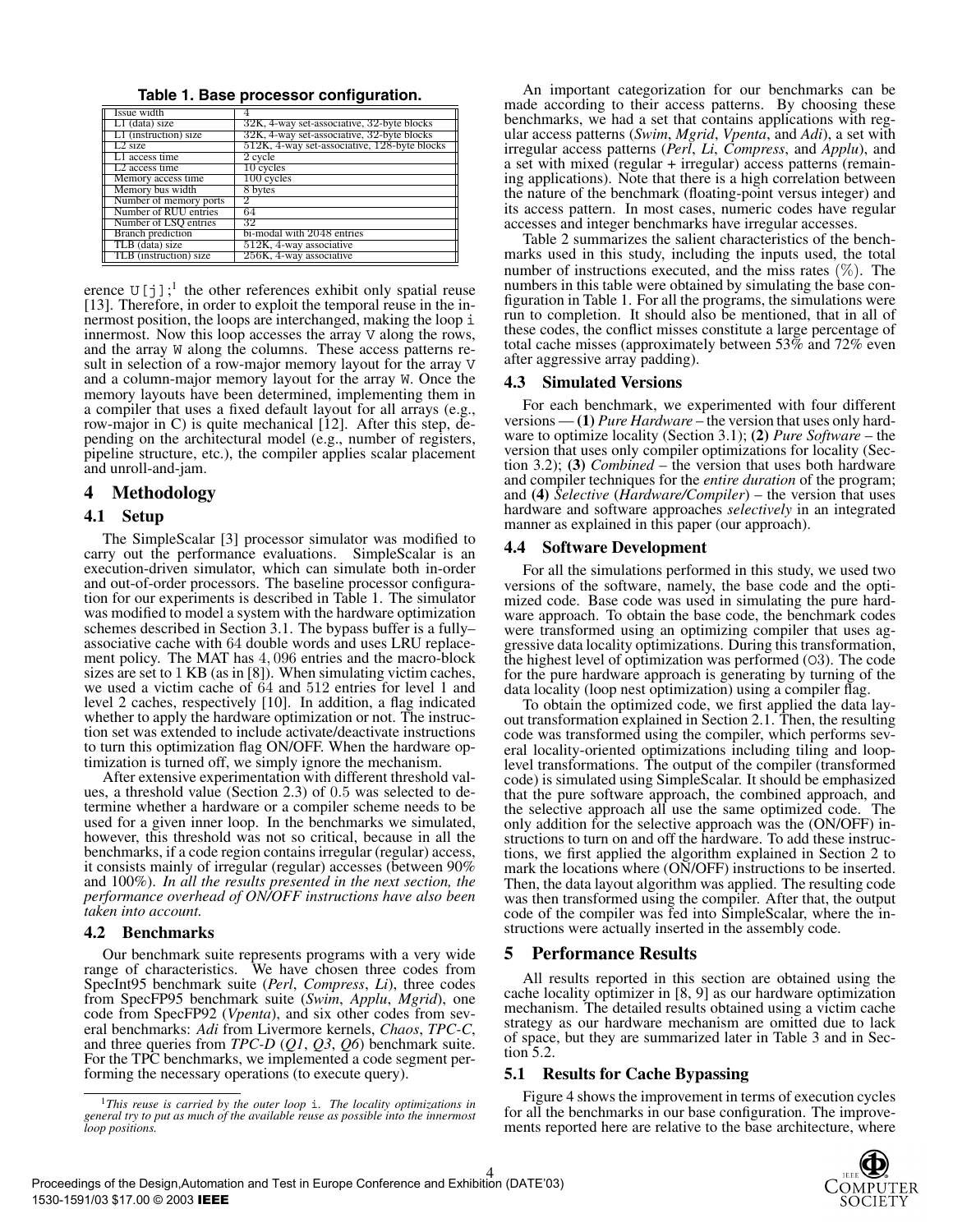**Table 1. Base processor configuration.**

| | |
|---|---|
| Issue width | 4 |
| L1 (data) size | 32K, 4-way set-associative, 32-byte blocks |
| L1 (instruction) size | 32K, 4-way set-associative, 32-byte blocks |
| L2 size | 512K, 4-way set-associative, 128-byte blocks |
| L1 access time | 2 cycle |
| L2 access time | 10 cycles |
| Memory access time | 100 cycles |
| Memory bus width | 8 bytes |
| Number of memory ports | 2 |
| Number of RUU entries | 64 |
| Number of LSQ entries | 32 |
| Branch prediction | bi-modal with 2048 entries |
| TLB (data) size | 512K, 4-way associative |
| TLB (instruction) size | 256K, 4-way associative |

erence `U[j]`;[1] the other references exhibit only spatial reuse [13]. Therefore, in order to exploit the temporal reuse in the innermost position, the loops are interchanged, making the loop `i` innermost. Now this loop accesses the array `V` along the rows, and the array `W` along the columns. These access patterns result in selection of a row-major memory layout for the array `V` and a column-major memory layout for the array `W`. Once the memory layouts have been determined, implementing them in a compiler that uses a fixed default layout for all arrays (e.g., row-major in C) is quite mechanical [12]. After this step, depending on the architectural model (e.g., number of registers, pipeline structure, etc.), the compiler applies scalar placement and unroll-and-jam.

[1] *This reuse is carried by the outer loop* `i`. *The locality optimizations in general try to put as much of the available reuse as possible into the innermost loop positions.*

# 4 Methodology

## 4.1 Setup

The SimpleScalar [3] processor simulator was modified to carry out the performance evaluations. SimpleScalar is an execution-driven simulator, which can simulate both in-order and out-of-order processors. The baseline processor configuration for our experiments is described in Table 1. The simulator was modified to model a system with the hardware optimization schemes described in Section 3.1. The bypass buffer is a fully–associative cache with 64 double words and uses LRU replacement policy. The MAT has 4,096 entries and the macro-block sizes are set to 1 KB (as in [8]). When simulating victim caches, we used a victim cache of 64 and 512 entries for level 1 and level 2 caches, respectively [10]. In addition, a flag indicated whether to apply the hardware optimization or not. The instruction set was extended to include activate/deactivate instructions to turn this optimization flag ON/OFF. When the hardware optimization is turned off, we simply ignore the mechanism.

After extensive experimentation with different threshold values, a threshold value (Section 2.3) of 0.5 was selected to determine whether a hardware or a compiler scheme needs to be used for a given inner loop. In the benchmarks we simulated, however, this threshold was not so critical, because in all the benchmarks, if a code region contains irregular (regular) access, it consists mainly of irregular (regular) accesses (between 90% and 100%). *In all the results presented in the next section, the performance overhead of ON/OFF instructions have also been taken into account.*

## 4.2 Benchmarks

Our benchmark suite represents programs with a very wide range of characteristics. We have chosen three codes from SpecInt95 benchmark suite (*Perl*, *Compress*, *Li*), three codes from SpecFP95 benchmark suite (*Swim*, *Applu*, *Mgrid*), one code from SpecFP92 (*Vpenta*), and six other codes from several benchmarks: *Adi* from Livermore kernels, *Chaos*, *TPC-C*, and three queries from *TPC-D* (*Q1*, *Q3*, *Q6*) benchmark suite. For the TPC benchmarks, we implemented a code segment performing the necessary operations (to execute query).

An important categorization for our benchmarks can be made according to their access patterns. By choosing these benchmarks, we had a set that contains applications with regular access patterns (*Swim*, *Mgrid*, *Vpenta*, and *Adi*), a set with irregular access patterns (*Perl*, *Li*, *Compress*, and *Applu*), and a set with mixed (regular + irregular) access patterns (remaining applications). Note that there is a high correlation between the nature of the benchmark (floating-point versus integer) and its access pattern. In most cases, numeric codes have regular accesses and integer benchmarks have irregular accesses.

Table 2 summarizes the salient characteristics of the benchmarks used in this study, including the inputs used, the total number of instructions executed, and the miss rates (%). The numbers in this table were obtained by simulating the base configuration in Table 1. For all the programs, the simulations were run to completion. It should also be mentioned, that in all of these codes, the conflict misses constitute a large percentage of total cache misses (approximately between 53% and 72% even after aggressive array padding).

## 4.3 Simulated Versions

For each benchmark, we experimented with four different versions — **(1)** *Pure Hardware* – the version that uses only hardware to optimize locality (Section 3.1); **(2)** *Pure Software* – the version that uses only compiler optimizations for locality (Section 3.2); **(3)** *Combined* – the version that uses both hardware and compiler techniques for the *entire duration* of the program; and **(4)** *Selective* (*Hardware/Compiler*) – the version that uses hardware and software approaches *selectively* in an integrated manner as explained in this paper (our approach).

## 4.4 Software Development

For all the simulations performed in this study, we used two versions of the software, namely, the base code and the optimized code. Base code was used in simulating the pure hardware approach. To obtain the base code, the benchmark codes were transformed using an optimizing compiler that uses aggressive data locality optimizations. During this transformation, the highest level of optimization was performed (`O3`). The code for the pure hardware approach is generating by turning of the data locality (loop nest optimization) using a compiler flag.

To obtain the optimized code, we first applied the data layout transformation explained in Section 2.1. Then, the resulting code was transformed using the compiler, which performs several locality-oriented optimizations including tiling and loop-level transformations. The output of the compiler (transformed code) is simulated using SimpleScalar. It should be emphasized that the pure software approach, the combined approach, and the selective approach all use the same optimized code. The only addition for the selective approach was the (ON/OFF) instructions to turn on and off the hardware. To add these instructions, we first applied the algorithm explained in Section 2 to mark the locations where (ON/OFF) instructions to be inserted. Then, the data layout algorithm was applied. The resulting code was then transformed using the compiler. After that, the output code of the compiler was fed into SimpleScalar, where the instructions were actually inserted in the assembly code.

# 5 Performance Results

All results reported in this section are obtained using the cache locality optimizer in [8, 9] as our hardware optimization mechanism. The detailed results obtained using a victim cache strategy as our hardware mechanism are omitted due to lack of space, but they are summarized later in Table 3 and in Section 5.2.

## 5.1 Results for Cache Bypassing

Figure 4 shows the improvement in terms of execution cycles for all the benchmarks in our base configuration. The improvements reported here are relative to the base architecture, where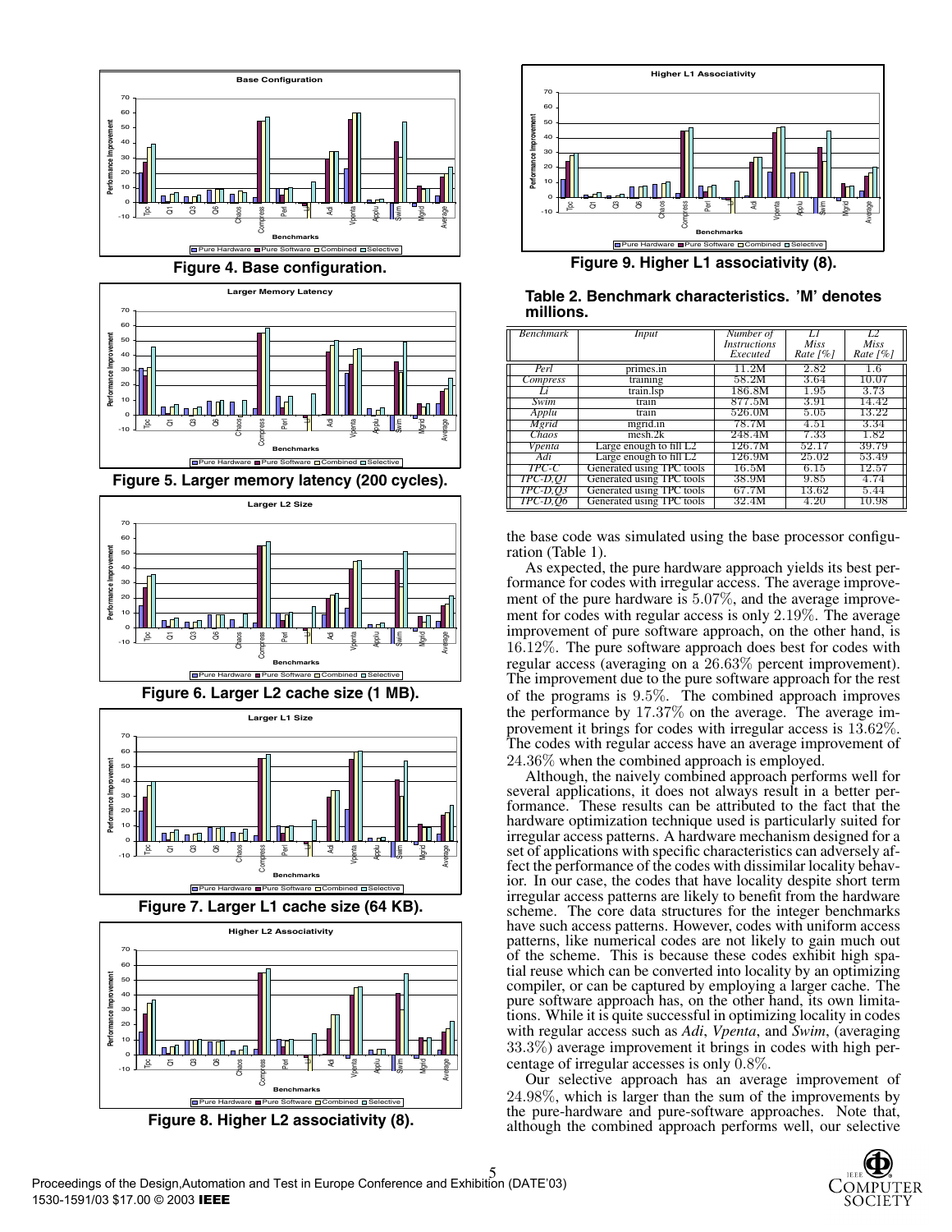Figure 4. Base configuration.

Figure 5. Larger memory latency (200 cycles).

Figure 6. Larger L2 cache size (1 MB).

Figure 7. Larger L1 cache size (64 KB).

Figure 8. Higher L2 associativity (8).

Figure 9. Higher L1 associativity (8).

**Table 2. Benchmark characteristics. 'M' denotes millions.**

| *Benchmark* | *Input* | *Number of Instructions Executed* | *L1 Miss Rate [%]* | *L2 Miss Rate [%]* |
|---|---|---|---|---|
| *Perl* | primes.in | 11.2M | 2.82 | 1.6 |
| *Compress* | training | 58.2M | 3.64 | 10.07 |
| *Li* | train.lsp | 186.8M | 1.95 | 3.73 |
| *Swim* | train | 877.5M | 3.91 | 14.42 |
| *Applu* | train | 526.0M | 5.05 | 13.22 |
| *Mgrid* | mgrid.in | 78.7M | 4.51 | 3.34 |
| *Chaos* | mesh.2k | 248.4M | 7.33 | 1.82 |
| *Vpenta* | Large enough to fill L2 | 126.7M | 52.17 | 39.79 |
| *Adi* | Large enough to fill L2 | 126.9M | 25.02 | 53.49 |
| *TPC-C* | Generated using TPC tools | 16.5M | 6.15 | 12.57 |
| *TPC-D,Q1* | Generated using TPC tools | 38.9M | 9.85 | 4.74 |
| *TPC-D,Q3* | Generated using TPC tools | 67.7M | 13.62 | 5.44 |
| *TPC-D,Q6* | Generated using TPC tools | 32.4M | 4.20 | 10.98 |

the base code was simulated using the base processor configuration (Table 1).

As expected, the pure hardware approach yields its best performance for codes with irregular access. The average improvement of the pure hardware is $5.07\%$, and the average improvement for codes with regular access is only $2.19\%$. The average improvement of pure software approach, on the other hand, is $16.12\%$. The pure software approach does best for codes with regular access (averaging on a $26.63\%$ percent improvement). The improvement due to the pure software approach for the rest of the programs is $9.5\%$. The combined approach improves the performance by $17.37\%$ on the average. The average improvement it brings for codes with irregular access is $13.62\%$. The codes with regular access have an average improvement of $24.36\%$ when the combined approach is employed.

Although, the naively combined approach performs well for several applications, it does not always result in a better performance. These results can be attributed to the fact that the hardware optimization technique used is particularly suited for irregular access patterns. A hardware mechanism designed for a set of applications with specific characteristics can adversely affect the performance of the codes with dissimilar locality behavior. In our case, the codes that have locality despite short term irregular access patterns are likely to benefit from the hardware scheme. The core data structures for the integer benchmarks have such access patterns. However, codes with uniform access patterns, like numerical codes are not likely to gain much out of the scheme. This is because these codes exhibit high spatial reuse which can be converted into locality by an optimizing compiler, or can be captured by employing a larger cache. The pure software approach has, on the other hand, its own limitations. While it is quite successful in optimizing locality in codes with regular access such as *Adi*, *Vpenta*, and *Swim*, (averaging $33.3\%$) average improvement it brings in codes with high percentage of irregular accesses is only $0.8\%$.

Our selective approach has an average improvement of $24.98\%$, which is larger than the sum of the improvements by the pure-hardware and pure-software approaches. Note that, although the combined approach performs well, our selective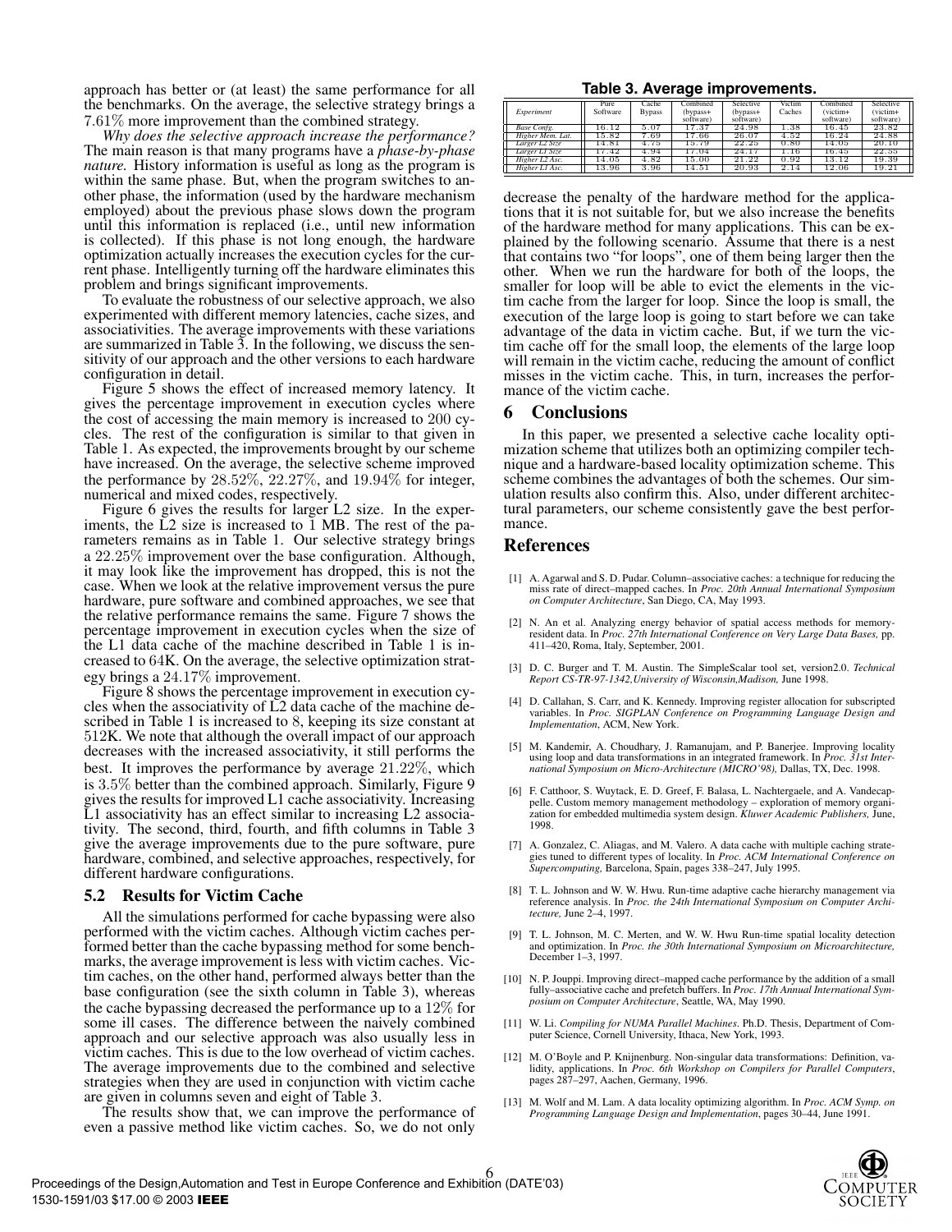approach has better or (at least) the same performance for all the benchmarks. On the average, the selective strategy brings a 7.61% more improvement than the combined strategy.

*Why does the selective approach increase the performance?* The main reason is that many programs have a *phase-by-phase nature.* History information is useful as long as the program is within the same phase. But, when the program switches to another phase, the information (used by the hardware mechanism employed) about the previous phase slows down the program until this information is replaced (i.e., until new information is collected). If this phase is not long enough, the hardware optimization actually increases the execution cycles for the current phase. Intelligently turning off the hardware eliminates this problem and brings significant improvements.

To evaluate the robustness of our selective approach, we also experimented with different memory latencies, cache sizes, and associativities. The average improvements with these variations are summarized in Table 3. In the following, we discuss the sensitivity of our approach and the other versions to each hardware configuration in detail.

Figure 5 shows the effect of increased memory latency. It gives the percentage improvement in execution cycles where the cost of accessing the main memory is increased to 200 cycles. The rest of the configuration is similar to that given in Table 1. As expected, the improvements brought by our scheme have increased. On the average, the selective scheme improved the performance by 28.52%, 22.27%, and 19.94% for integer, numerical and mixed codes, respectively.

Figure 6 gives the results for larger L2 size. In the experiments, the L2 size is increased to 1 MB. The rest of the parameters remains as in Table 1. Our selective strategy brings a 22.25% improvement over the base configuration. Although, it may look like the improvement has dropped, this is not the case. When we look at the relative improvement versus the pure hardware, pure software and combined approaches, we see that the relative performance remains the same. Figure 7 shows the percentage improvement in execution cycles when the size of the L1 data cache of the machine described in Table 1 is increased to 64K. On the average, the selective optimization strategy brings a 24.17% improvement.

Figure 8 shows the percentage improvement in execution cycles when the associativity of L2 data cache of the machine described in Table 1 is increased to 8, keeping its size constant at 512K. We note that although the overall impact of our approach decreases with the increased associativity, it still performs the best. It improves the performance by average 21.22%, which is 3.5% better than the combined approach. Similarly, Figure 9 gives the results for improved L1 cache associativity. Increasing L1 associativity has an effect similar to increasing L2 associativity. The second, third, fourth, and fifth columns in Table 3 give the average improvements due to the pure software, pure hardware, combined, and selective approaches, respectively, for different hardware configurations.

### 5.2 Results for Victim Cache

All the simulations performed for cache bypassing were also performed with the victim caches. Although victim caches performed better than the cache bypassing method for some benchmarks, the average improvement is less with victim caches. Victim caches, on the other hand, performed always better than the base configuration (see the sixth column in Table 3), whereas the cache bypassing decreased the performance up to a 12% for some ill cases. The difference between the naively combined approach and our selective approach was also usually less in victim caches. This is due to the low overhead of victim caches. The average improvements due to the combined and selective strategies when they are used in conjunction with victim cache are given in columns seven and eight of Table 3.

The results show that, we can improve the performance of even a passive method like victim caches. So, we do not only

**Table 3. Average improvements.**

| Experiment | Pure Software | Cache Bypass | Combined (bypass+ software) | Selective (bypass+ software) | Victim Caches | Combined (victim+ software) | Selective (victim+ software) |
|---|---|---|---|---|---|---|---|
| *Base Confg.* | 16.12 | 5.07 | 17.37 | 24.98 | 1.38 | 16.45 | 23.82 |
| *Higher Mem. Lat.* | 15.82 | 7.69 | 17.66 | 26.07 | 4.52 | 16.24 | 24.88 |
| *Larger L2 Size* | 14.81 | 4.75 | 15.79 | 22.25 | 0.80 | 14.05 | 20.10 |
| *Larger L1 Size* | 17.42 | 4.94 | 17.04 | 24.17 | 1.16 | 16.45 | 22.55 |
| *Higher L2 Asc.* | 14.05 | 4.82 | 15.00 | 21.22 | 0.92 | 13.12 | 19.39 |
| *Higher L1 Asc.* | 13.96 | 3.96 | 14.51 | 20.93 | 2.14 | 12.06 | 19.21 |

decrease the penalty of the hardware method for the applications that it is not suitable for, but we also increase the benefits of the hardware method for many applications. This can be explained by the following scenario. Assume that there is a nest that contains two "for loops", one of them being larger then the other. When we run the hardware for both of the loops, the smaller for loop will be able to evict the elements in the victim cache from the larger for loop. Since the loop is small, the execution of the large loop is going to start before we can take advantage of the data in victim cache. But, if we turn the victim cache off for the small loop, the elements of the large loop will remain in the victim cache, reducing the amount of conflict misses in the victim cache. This, in turn, increases the performance of the victim cache.

## 6 Conclusions

In this paper, we presented a selective cache locality optimization scheme that utilizes both an optimizing compiler technique and a hardware-based locality optimization scheme. This scheme combines the advantages of both the schemes. Our simulation results also confirm this. Also, under different architectural parameters, our scheme consistently gave the best performance.

## References

[1] A. Agarwal and S. D. Pudar. Column–associative caches: a technique for reducing the miss rate of direct–mapped caches. In *Proc. 20th Annual International Symposium on Computer Architecture*, San Diego, CA, May 1993.

[2] N. An et al. Analyzing energy behavior of spatial access methods for memory-resident data. In *Proc. 27th International Conference on Very Large Data Bases,* pp. 411–420, Roma, Italy, September, 2001.

[3] D. C. Burger and T. M. Austin. The SimpleScalar tool set, version2.0. *Technical Report CS-TR-97-1342,University of Wisconsin,Madison,* June 1998.

[4] D. Callahan, S. Carr, and K. Kennedy. Improving register allocation for subscripted variables. In *Proc. SIGPLAN Conference on Programming Language Design and Implementation*, ACM, New York.

[5] M. Kandemir, A. Choudhary, J. Ramanujam, and P. Banerjee. Improving locality using loop and data transformations in an integrated framework. In *Proc. 31st International Symposium on Micro-Architecture (MICRO'98),* Dallas, TX, Dec. 1998.

[6] F. Catthoor, S. Wuytack, E. D. Greef, F. Balasa, L. Nachtergaele, and A. Vandecappelle. Custom memory management methodology – exploration of memory organization for embedded multimedia system design. *Kluwer Academic Publishers,* June, 1998.

[7] A. Gonzalez, C. Aliagas, and M. Valero. A data cache with multiple caching strategies tuned to different types of locality. In *Proc. ACM International Conference on Supercomputing,* Barcelona, Spain, pages 338–247, July 1995.

[8] T. L. Johnson and W. W. Hwu. Run-time adaptive cache hierarchy management via reference analysis. In *Proc. the 24th International Symposium on Computer Architecture,* June 2–4, 1997.

[9] T. L. Johnson, M. C. Merten, and W. W. Hwu Run-time spatial locality detection and optimization. In *Proc. the 30th International Symposium on Microarchitecture,* December 1–3, 1997.

[10] N. P. Jouppi. Improving direct–mapped cache performance by the addition of a small fully–associative cache and prefetch buffers. In *Proc. 17th Annual International Symposium on Computer Architecture*, Seattle, WA, May 1990.

[11] W. Li. *Compiling for NUMA Parallel Machines.* Ph.D. Thesis, Department of Computer Science, Cornell University, Ithaca, New York, 1993.

[12] M. O'Boyle and P. Knijnenburg. Non-singular data transformations: Definition, validity, applications. In *Proc. 6th Workshop on Compilers for Parallel Computers*, pages 287–297, Aachen, Germany, 1996.

[13] M. Wolf and M. Lam. A data locality optimizing algorithm. In *Proc. ACM Symp. on Programming Language Design and Implementation*, pages 30–44, June 1991.